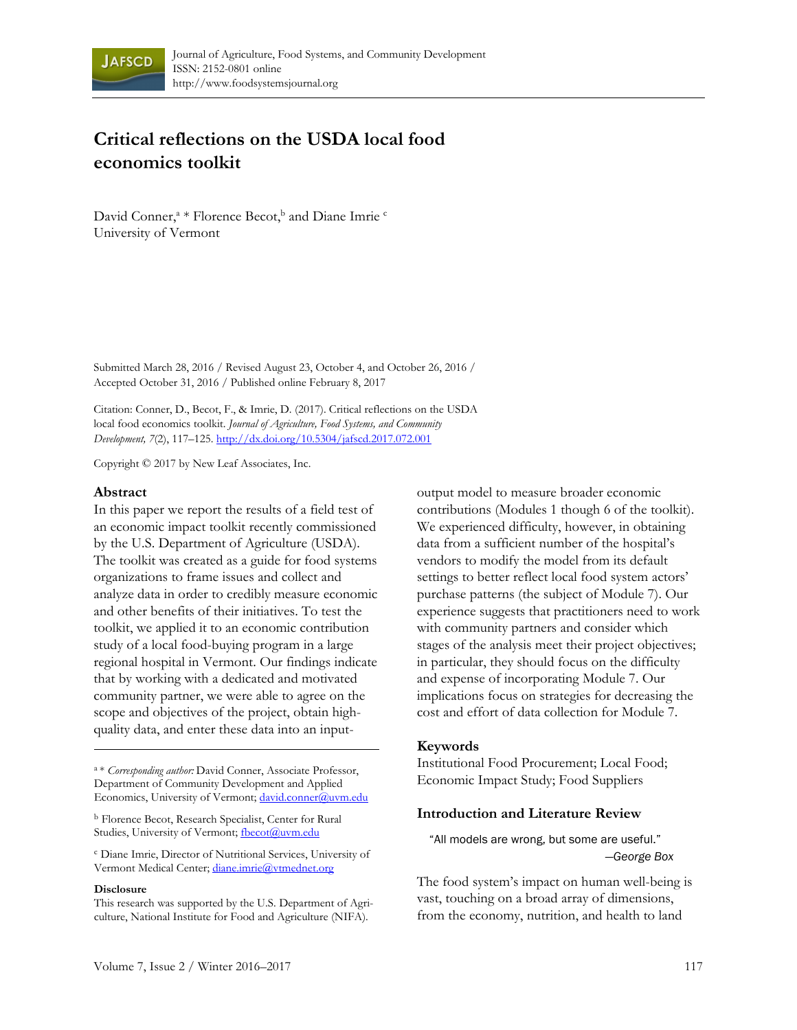# Critical reflections on the USDA local food economics toolkit

David Conner,[a] * Florence Becot,[b] and Diane Imrie [c]
University of Vermont

Submitted March 28, 2016 / Revised August 23, October 4, and October 26, 2016 / Accepted October 31, 2016 / Published online February 8, 2017

Citation: Conner, D., Becot, F., & Imrie, D. (2017). Critical reflections on the USDA local food economics toolkit. *Journal of Agriculture, Food Systems, and Community Development, 7*(2), 117–125. http://dx.doi.org/10.5304/jafscd.2017.072.001

Copyright © 2017 by New Leaf Associates, Inc.

## Abstract

In this paper we report the results of a field test of an economic impact toolkit recently commissioned by the U.S. Department of Agriculture (USDA). The toolkit was created as a guide for food systems organizations to frame issues and collect and analyze data in order to credibly measure economic and other benefits of their initiatives. To test the toolkit, we applied it to an economic contribution study of a local food-buying program in a large regional hospital in Vermont. Our findings indicate that by working with a dedicated and motivated community partner, we were able to agree on the scope and objectives of the project, obtain high-quality data, and enter these data into an input-output model to measure broader economic contributions (Modules 1 though 6 of the toolkit). We experienced difficulty, however, in obtaining data from a sufficient number of the hospital's vendors to modify the model from its default settings to better reflect local food system actors' purchase patterns (the subject of Module 7). Our experience suggests that practitioners need to work with community partners and consider which stages of the analysis meet their project objectives; in particular, they should focus on the difficulty and expense of incorporating Module 7. Our implications focus on strategies for decreasing the cost and effort of data collection for Module 7.

## Keywords

Institutional Food Procurement; Local Food; Economic Impact Study; Food Suppliers

[a] * *Corresponding author:* David Conner, Associate Professor, Department of Community Development and Applied Economics, University of Vermont; david.conner@uvm.edu

[b] Florence Becot, Research Specialist, Center for Rural Studies, University of Vermont; fbecot@uvm.edu

[c] Diane Imrie, Director of Nutritional Services, University of Vermont Medical Center; diane.imrie@vtmednet.org

**Disclosure**
This research was supported by the U.S. Department of Agriculture, National Institute for Food and Agriculture (NIFA).

## Introduction and Literature Review

> "All models are wrong, but some are useful."
> —*George Box*

The food system's impact on human well-being is vast, touching on a broad array of dimensions, from the economy, nutrition, and health to land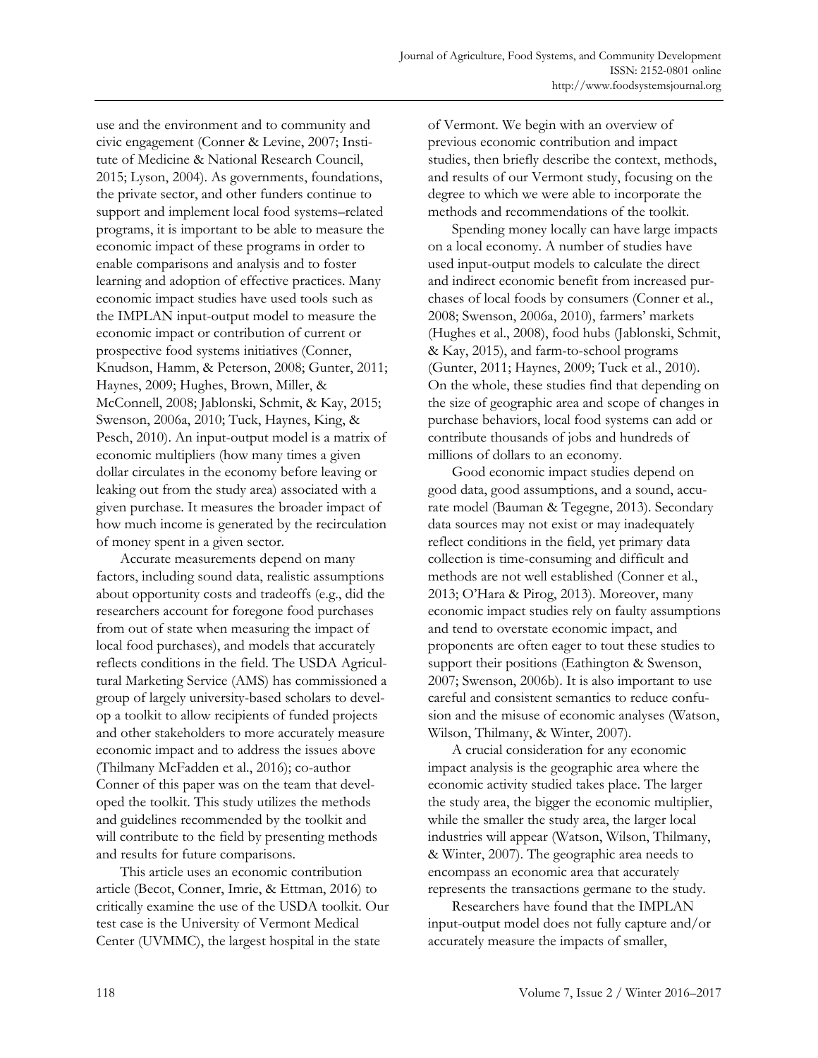use and the environment and to community and civic engagement (Conner & Levine, 2007; Institute of Medicine & National Research Council, 2015; Lyson, 2004). As governments, foundations, the private sector, and other funders continue to support and implement local food systems–related programs, it is important to be able to measure the economic impact of these programs in order to enable comparisons and analysis and to foster learning and adoption of effective practices. Many economic impact studies have used tools such as the IMPLAN input-output model to measure the economic impact or contribution of current or prospective food systems initiatives (Conner, Knudson, Hamm, & Peterson, 2008; Gunter, 2011; Haynes, 2009; Hughes, Brown, Miller, & McConnell, 2008; Jablonski, Schmit, & Kay, 2015; Swenson, 2006a, 2010; Tuck, Haynes, King, & Pesch, 2010). An input-output model is a matrix of economic multipliers (how many times a given dollar circulates in the economy before leaving or leaking out from the study area) associated with a given purchase. It measures the broader impact of how much income is generated by the recirculation of money spent in a given sector.

Accurate measurements depend on many factors, including sound data, realistic assumptions about opportunity costs and tradeoffs (e.g., did the researchers account for foregone food purchases from out of state when measuring the impact of local food purchases), and models that accurately reflects conditions in the field. The USDA Agricultural Marketing Service (AMS) has commissioned a group of largely university-based scholars to develop a toolkit to allow recipients of funded projects and other stakeholders to more accurately measure economic impact and to address the issues above (Thilmany McFadden et al., 2016); co-author Conner of this paper was on the team that developed the toolkit. This study utilizes the methods and guidelines recommended by the toolkit and will contribute to the field by presenting methods and results for future comparisons.

This article uses an economic contribution article (Becot, Conner, Imrie, & Ettman, 2016) to critically examine the use of the USDA toolkit. Our test case is the University of Vermont Medical Center (UVMMC), the largest hospital in the state of Vermont. We begin with an overview of previous economic contribution and impact studies, then briefly describe the context, methods, and results of our Vermont study, focusing on the degree to which we were able to incorporate the methods and recommendations of the toolkit.

Spending money locally can have large impacts on a local economy. A number of studies have used input-output models to calculate the direct and indirect economic benefit from increased purchases of local foods by consumers (Conner et al., 2008; Swenson, 2006a, 2010), farmers' markets (Hughes et al., 2008), food hubs (Jablonski, Schmit, & Kay, 2015), and farm-to-school programs (Gunter, 2011; Haynes, 2009; Tuck et al., 2010). On the whole, these studies find that depending on the size of geographic area and scope of changes in purchase behaviors, local food systems can add or contribute thousands of jobs and hundreds of millions of dollars to an economy.

Good economic impact studies depend on good data, good assumptions, and a sound, accurate model (Bauman & Tegegne, 2013). Secondary data sources may not exist or may inadequately reflect conditions in the field, yet primary data collection is time-consuming and difficult and methods are not well established (Conner et al., 2013; O'Hara & Pirog, 2013). Moreover, many economic impact studies rely on faulty assumptions and tend to overstate economic impact, and proponents are often eager to tout these studies to support their positions (Eathington & Swenson, 2007; Swenson, 2006b). It is also important to use careful and consistent semantics to reduce confusion and the misuse of economic analyses (Watson, Wilson, Thilmany, & Winter, 2007).

A crucial consideration for any economic impact analysis is the geographic area where the economic activity studied takes place. The larger the study area, the bigger the economic multiplier, while the smaller the study area, the larger local industries will appear (Watson, Wilson, Thilmany, & Winter, 2007). The geographic area needs to encompass an economic area that accurately represents the transactions germane to the study.

Researchers have found that the IMPLAN input-output model does not fully capture and/or accurately measure the impacts of smaller,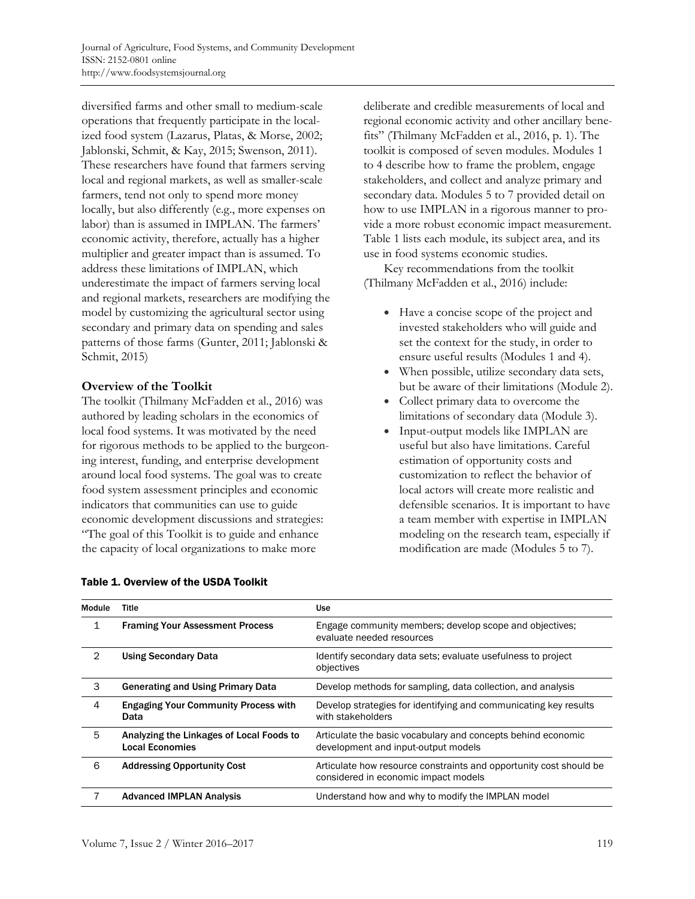diversified farms and other small to medium-scale operations that frequently participate in the localized food system (Lazarus, Platas, & Morse, 2002; Jablonski, Schmit, & Kay, 2015; Swenson, 2011). These researchers have found that farmers serving local and regional markets, as well as smaller-scale farmers, tend not only to spend more money locally, but also differently (e.g., more expenses on labor) than is assumed in IMPLAN. The farmers' economic activity, therefore, actually has a higher multiplier and greater impact than is assumed. To address these limitations of IMPLAN, which underestimate the impact of farmers serving local and regional markets, researchers are modifying the model by customizing the agricultural sector using secondary and primary data on spending and sales patterns of those farms (Gunter, 2011; Jablonski & Schmit, 2015)

### Overview of the Toolkit

The toolkit (Thilmany McFadden et al., 2016) was authored by leading scholars in the economics of local food systems. It was motivated by the need for rigorous methods to be applied to the burgeoning interest, funding, and enterprise development around local food systems. The goal was to create food system assessment principles and economic indicators that communities can use to guide economic development discussions and strategies: "The goal of this Toolkit is to guide and enhance the capacity of local organizations to make more deliberate and credible measurements of local and regional economic activity and other ancillary benefits" (Thilmany McFadden et al., 2016, p. 1). The toolkit is composed of seven modules. Modules 1 to 4 describe how to frame the problem, engage stakeholders, and collect and analyze primary and secondary data. Modules 5 to 7 provided detail on how to use IMPLAN in a rigorous manner to provide a more robust economic impact measurement. Table 1 lists each module, its subject area, and its use in food systems economic studies.

Key recommendations from the toolkit (Thilmany McFadden et al., 2016) include:

- Have a concise scope of the project and invested stakeholders who will guide and set the context for the study, in order to ensure useful results (Modules 1 and 4).
- When possible, utilize secondary data sets, but be aware of their limitations (Module 2).
- Collect primary data to overcome the limitations of secondary data (Module 3).
- Input-output models like IMPLAN are useful but also have limitations. Careful estimation of opportunity costs and customization to reflect the behavior of local actors will create more realistic and defensible scenarios. It is important to have a team member with expertise in IMPLAN modeling on the research team, especially if modification are made (Modules 5 to 7).

**Table 1. Overview of the USDA Toolkit**

| Module | Title | Use |
|---|---|---|
| 1 | **Framing Your Assessment Process** | Engage community members; develop scope and objectives; evaluate needed resources |
| 2 | **Using Secondary Data** | Identify secondary data sets; evaluate usefulness to project objectives |
| 3 | **Generating and Using Primary Data** | Develop methods for sampling, data collection, and analysis |
| 4 | **Engaging Your Community Process with Data** | Develop strategies for identifying and communicating key results with stakeholders |
| 5 | **Analyzing the Linkages of Local Foods to Local Economies** | Articulate the basic vocabulary and concepts behind economic development and input-output models |
| 6 | **Addressing Opportunity Cost** | Articulate how resource constraints and opportunity cost should be considered in economic impact models |
| 7 | **Advanced IMPLAN Analysis** | Understand how and why to modify the IMPLAN model |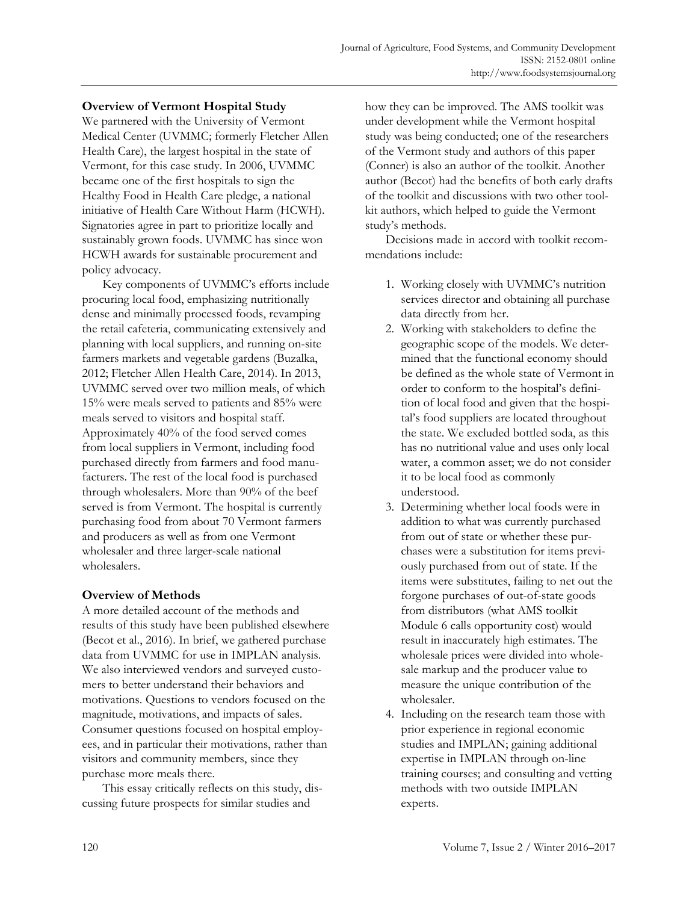### Overview of Vermont Hospital Study

We partnered with the University of Vermont Medical Center (UVMMC; formerly Fletcher Allen Health Care), the largest hospital in the state of Vermont, for this case study. In 2006, UVMMC became one of the first hospitals to sign the Healthy Food in Health Care pledge, a national initiative of Health Care Without Harm (HCWH). Signatories agree in part to prioritize locally and sustainably grown foods. UVMMC has since won HCWH awards for sustainable procurement and policy advocacy.

Key components of UVMMC's efforts include procuring local food, emphasizing nutritionally dense and minimally processed foods, revamping the retail cafeteria, communicating extensively and planning with local suppliers, and running on-site farmers markets and vegetable gardens (Buzalka, 2012; Fletcher Allen Health Care, 2014). In 2013, UVMMC served over two million meals, of which 15% were meals served to patients and 85% were meals served to visitors and hospital staff. Approximately 40% of the food served comes from local suppliers in Vermont, including food purchased directly from farmers and food manufacturers. The rest of the local food is purchased through wholesalers. More than 90% of the beef served is from Vermont. The hospital is currently purchasing food from about 70 Vermont farmers and producers as well as from one Vermont wholesaler and three larger-scale national wholesalers.

### Overview of Methods

A more detailed account of the methods and results of this study have been published elsewhere (Becot et al., 2016). In brief, we gathered purchase data from UVMMC for use in IMPLAN analysis. We also interviewed vendors and surveyed customers to better understand their behaviors and motivations. Questions to vendors focused on the magnitude, motivations, and impacts of sales. Consumer questions focused on hospital employees, and in particular their motivations, rather than visitors and community members, since they purchase more meals there.

This essay critically reflects on this study, discussing future prospects for similar studies and how they can be improved. The AMS toolkit was under development while the Vermont hospital study was being conducted; one of the researchers of the Vermont study and authors of this paper (Conner) is also an author of the toolkit. Another author (Becot) had the benefits of both early drafts of the toolkit and discussions with two other toolkit authors, which helped to guide the Vermont study's methods.

Decisions made in accord with toolkit recommendations include:

1. Working closely with UVMMC's nutrition services director and obtaining all purchase data directly from her.
2. Working with stakeholders to define the geographic scope of the models. We determined that the functional economy should be defined as the whole state of Vermont in order to conform to the hospital's definition of local food and given that the hospital's food suppliers are located throughout the state. We excluded bottled soda, as this has no nutritional value and uses only local water, a common asset; we do not consider it to be local food as commonly understood.
3. Determining whether local foods were in addition to what was currently purchased from out of state or whether these purchases were a substitution for items previously purchased from out of state. If the items were substitutes, failing to net out the forgone purchases of out-of-state goods from distributors (what AMS toolkit Module 6 calls opportunity cost) would result in inaccurately high estimates. The wholesale prices were divided into wholesale markup and the producer value to measure the unique contribution of the wholesaler.
4. Including on the research team those with prior experience in regional economic studies and IMPLAN; gaining additional expertise in IMPLAN through on-line training courses; and consulting and vetting methods with two outside IMPLAN experts.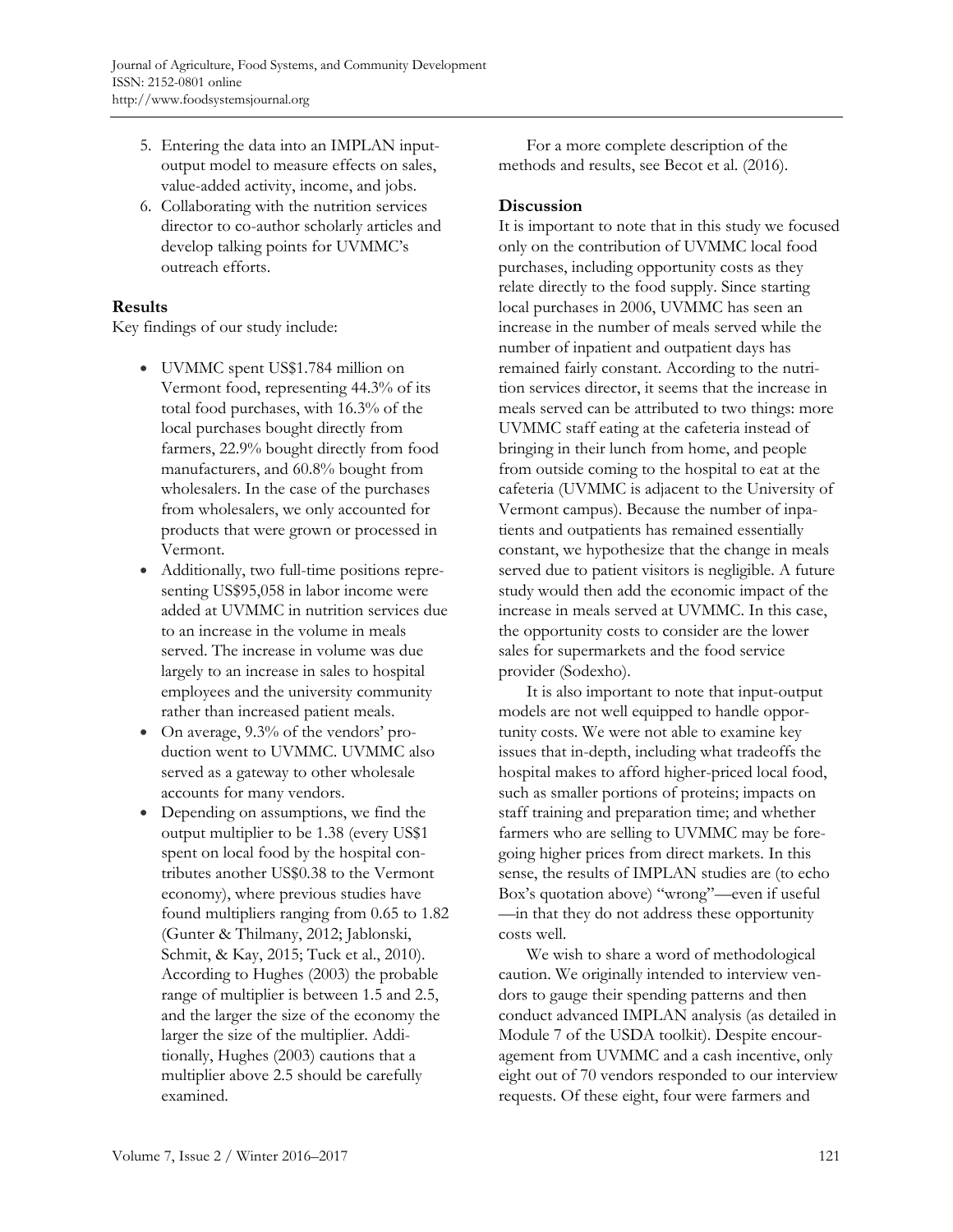5. Entering the data into an IMPLAN input-output model to measure effects on sales, value-added activity, income, and jobs.
6. Collaborating with the nutrition services director to co-author scholarly articles and develop talking points for UVMMC's outreach efforts.

### Results

Key findings of our study include:

- UVMMC spent US$1.784 million on Vermont food, representing 44.3% of its total food purchases, with 16.3% of the local purchases bought directly from farmers, 22.9% bought directly from food manufacturers, and 60.8% bought from wholesalers. In the case of the purchases from wholesalers, we only accounted for products that were grown or processed in Vermont.
- Additionally, two full-time positions representing US$95,058 in labor income were added at UVMMC in nutrition services due to an increase in the volume in meals served. The increase in volume was due largely to an increase in sales to hospital employees and the university community rather than increased patient meals.
- On average, 9.3% of the vendors' production went to UVMMC. UVMMC also served as a gateway to other wholesale accounts for many vendors.
- Depending on assumptions, we find the output multiplier to be 1.38 (every US$1 spent on local food by the hospital contributes another US$0.38 to the Vermont economy), where previous studies have found multipliers ranging from 0.65 to 1.82 (Gunter & Thilmany, 2012; Jablonski, Schmit, & Kay, 2015; Tuck et al., 2010). According to Hughes (2003) the probable range of multiplier is between 1.5 and 2.5, and the larger the size of the economy the larger the size of the multiplier. Additionally, Hughes (2003) cautions that a multiplier above 2.5 should be carefully examined.

For a more complete description of the methods and results, see Becot et al. (2016).

### Discussion

It is important to note that in this study we focused only on the contribution of UVMMC local food purchases, including opportunity costs as they relate directly to the food supply. Since starting local purchases in 2006, UVMMC has seen an increase in the number of meals served while the number of inpatient and outpatient days has remained fairly constant. According to the nutrition services director, it seems that the increase in meals served can be attributed to two things: more UVMMC staff eating at the cafeteria instead of bringing in their lunch from home, and people from outside coming to the hospital to eat at the cafeteria (UVMMC is adjacent to the University of Vermont campus). Because the number of inpatients and outpatients has remained essentially constant, we hypothesize that the change in meals served due to patient visitors is negligible. A future study would then add the economic impact of the increase in meals served at UVMMC. In this case, the opportunity costs to consider are the lower sales for supermarkets and the food service provider (Sodexho).

It is also important to note that input-output models are not well equipped to handle opportunity costs. We were not able to examine key issues that in-depth, including what tradeoffs the hospital makes to afford higher-priced local food, such as smaller portions of proteins; impacts on staff training and preparation time; and whether farmers who are selling to UVMMC may be foregoing higher prices from direct markets. In this sense, the results of IMPLAN studies are (to echo Box's quotation above) "wrong"—even if useful—in that they do not address these opportunity costs well.

We wish to share a word of methodological caution. We originally intended to interview vendors to gauge their spending patterns and then conduct advanced IMPLAN analysis (as detailed in Module 7 of the USDA toolkit). Despite encouragement from UVMMC and a cash incentive, only eight out of 70 vendors responded to our interview requests. Of these eight, four were farmers and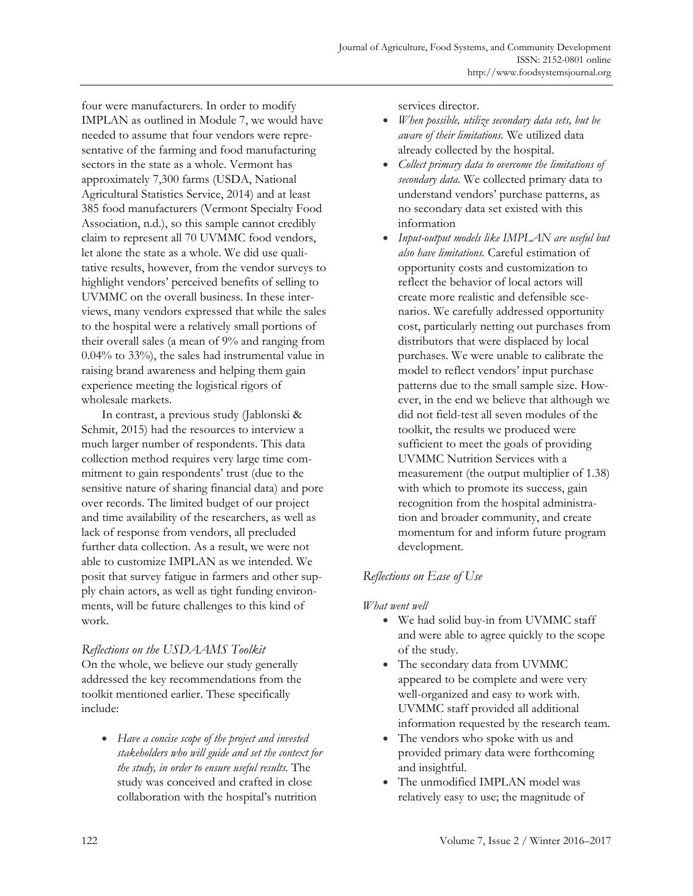four were manufacturers. In order to modify IMPLAN as outlined in Module 7, we would have needed to assume that four vendors were representative of the farming and food manufacturing sectors in the state as a whole. Vermont has approximately 7,300 farms (USDA, National Agricultural Statistics Service, 2014) and at least 385 food manufacturers (Vermont Specialty Food Association, n.d.), so this sample cannot credibly claim to represent all 70 UVMMC food vendors, let alone the state as a whole. We did use qualitative results, however, from the vendor surveys to highlight vendors' perceived benefits of selling to UVMMC on the overall business. In these interviews, many vendors expressed that while the sales to the hospital were a relatively small portions of their overall sales (a mean of 9% and ranging from 0.04% to 33%), the sales had instrumental value in raising brand awareness and helping them gain experience meeting the logistical rigors of wholesale markets.

In contrast, a previous study (Jablonski & Schmit, 2015) had the resources to interview a much larger number of respondents. This data collection method requires very large time commitment to gain respondents' trust (due to the sensitive nature of sharing financial data) and pore over records. The limited budget of our project and time availability of the researchers, as well as lack of response from vendors, all precluded further data collection. As a result, we were not able to customize IMPLAN as we intended. We posit that survey fatigue in farmers and other supply chain actors, as well as tight funding environments, will be future challenges to this kind of work.

### *Reflections on the USDAAMS Toolkit*

On the whole, we believe our study generally addressed the key recommendations from the toolkit mentioned earlier. These specifically include:

- *Have a concise scope of the project and invested stakeholders who will guide and set the context for the study, in order to ensure useful results.* The study was conceived and crafted in close collaboration with the hospital's nutrition services director.
- *When possible, utilize secondary data sets, but be aware of their limitations.* We utilized data already collected by the hospital.
- *Collect primary data to overcome the limitations of secondary data.* We collected primary data to understand vendors' purchase patterns, as no secondary data set existed with this information
- *Input-output models like IMPLAN are useful but also have limitations.* Careful estimation of opportunity costs and customization to reflect the behavior of local actors will create more realistic and defensible scenarios. We carefully addressed opportunity cost, particularly netting out purchases from distributors that were displaced by local purchases. We were unable to calibrate the model to reflect vendors' input purchase patterns due to the small sample size. However, in the end we believe that although we did not field-test all seven modules of the toolkit, the results we produced were sufficient to meet the goals of providing UVMMC Nutrition Services with a measurement (the output multiplier of 1.38) with which to promote its success, gain recognition from the hospital administration and broader community, and create momentum for and inform future program development.

### *Reflections on Ease of Use*

*What went well*

- We had solid buy-in from UVMMC staff and were able to agree quickly to the scope of the study.
- The secondary data from UVMMC appeared to be complete and were very well-organized and easy to work with. UVMMC staff provided all additional information requested by the research team.
- The vendors who spoke with us and provided primary data were forthcoming and insightful.
- The unmodified IMPLAN model was relatively easy to use; the magnitude of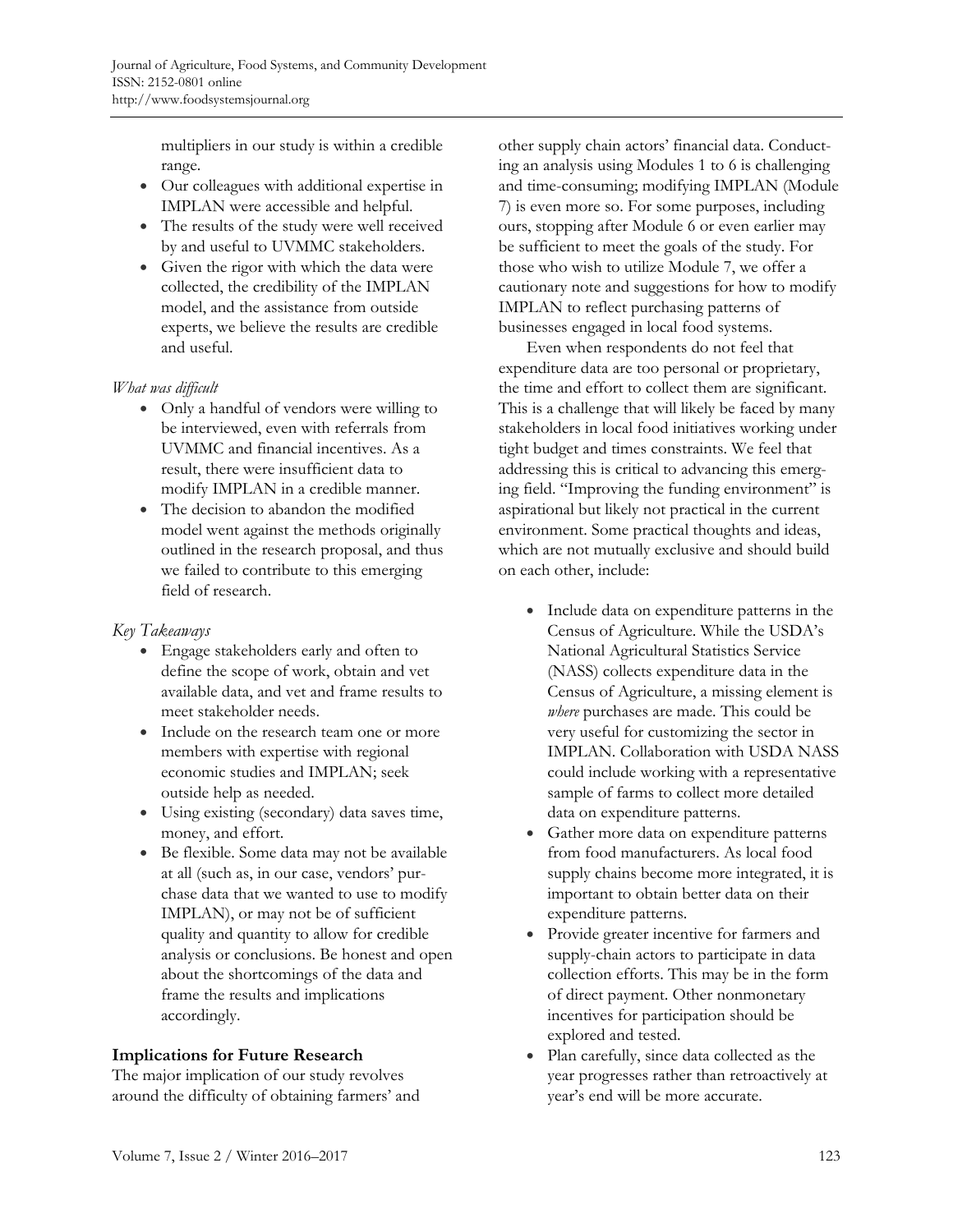multipliers in our study is within a credible range.

- Our colleagues with additional expertise in IMPLAN were accessible and helpful.
- The results of the study were well received by and useful to UVMMC stakeholders.
- Given the rigor with which the data were collected, the credibility of the IMPLAN model, and the assistance from outside experts, we believe the results are credible and useful.

*What was difficult*

- Only a handful of vendors were willing to be interviewed, even with referrals from UVMMC and financial incentives. As a result, there were insufficient data to modify IMPLAN in a credible manner.
- The decision to abandon the modified model went against the methods originally outlined in the research proposal, and thus we failed to contribute to this emerging field of research.

*Key Takeaways*

- Engage stakeholders early and often to define the scope of work, obtain and vet available data, and vet and frame results to meet stakeholder needs.
- Include on the research team one or more members with expertise with regional economic studies and IMPLAN; seek outside help as needed.
- Using existing (secondary) data saves time, money, and effort.
- Be flexible. Some data may not be available at all (such as, in our case, vendors' purchase data that we wanted to use to modify IMPLAN), or may not be of sufficient quality and quantity to allow for credible analysis or conclusions. Be honest and open about the shortcomings of the data and frame the results and implications accordingly.

## Implications for Future Research

The major implication of our study revolves around the difficulty of obtaining farmers' and other supply chain actors' financial data. Conducting an analysis using Modules 1 to 6 is challenging and time-consuming; modifying IMPLAN (Module 7) is even more so. For some purposes, including ours, stopping after Module 6 or even earlier may be sufficient to meet the goals of the study. For those who wish to utilize Module 7, we offer a cautionary note and suggestions for how to modify IMPLAN to reflect purchasing patterns of businesses engaged in local food systems.

Even when respondents do not feel that expenditure data are too personal or proprietary, the time and effort to collect them are significant. This is a challenge that will likely be faced by many stakeholders in local food initiatives working under tight budget and times constraints. We feel that addressing this is critical to advancing this emerging field. "Improving the funding environment" is aspirational but likely not practical in the current environment. Some practical thoughts and ideas, which are not mutually exclusive and should build on each other, include:

- Include data on expenditure patterns in the Census of Agriculture. While the USDA's National Agricultural Statistics Service (NASS) collects expenditure data in the Census of Agriculture, a missing element is *where* purchases are made. This could be very useful for customizing the sector in IMPLAN. Collaboration with USDA NASS could include working with a representative sample of farms to collect more detailed data on expenditure patterns.
- Gather more data on expenditure patterns from food manufacturers. As local food supply chains become more integrated, it is important to obtain better data on their expenditure patterns.
- Provide greater incentive for farmers and supply-chain actors to participate in data collection efforts. This may be in the form of direct payment. Other nonmonetary incentives for participation should be explored and tested.
- Plan carefully, since data collected as the year progresses rather than retroactively at year's end will be more accurate.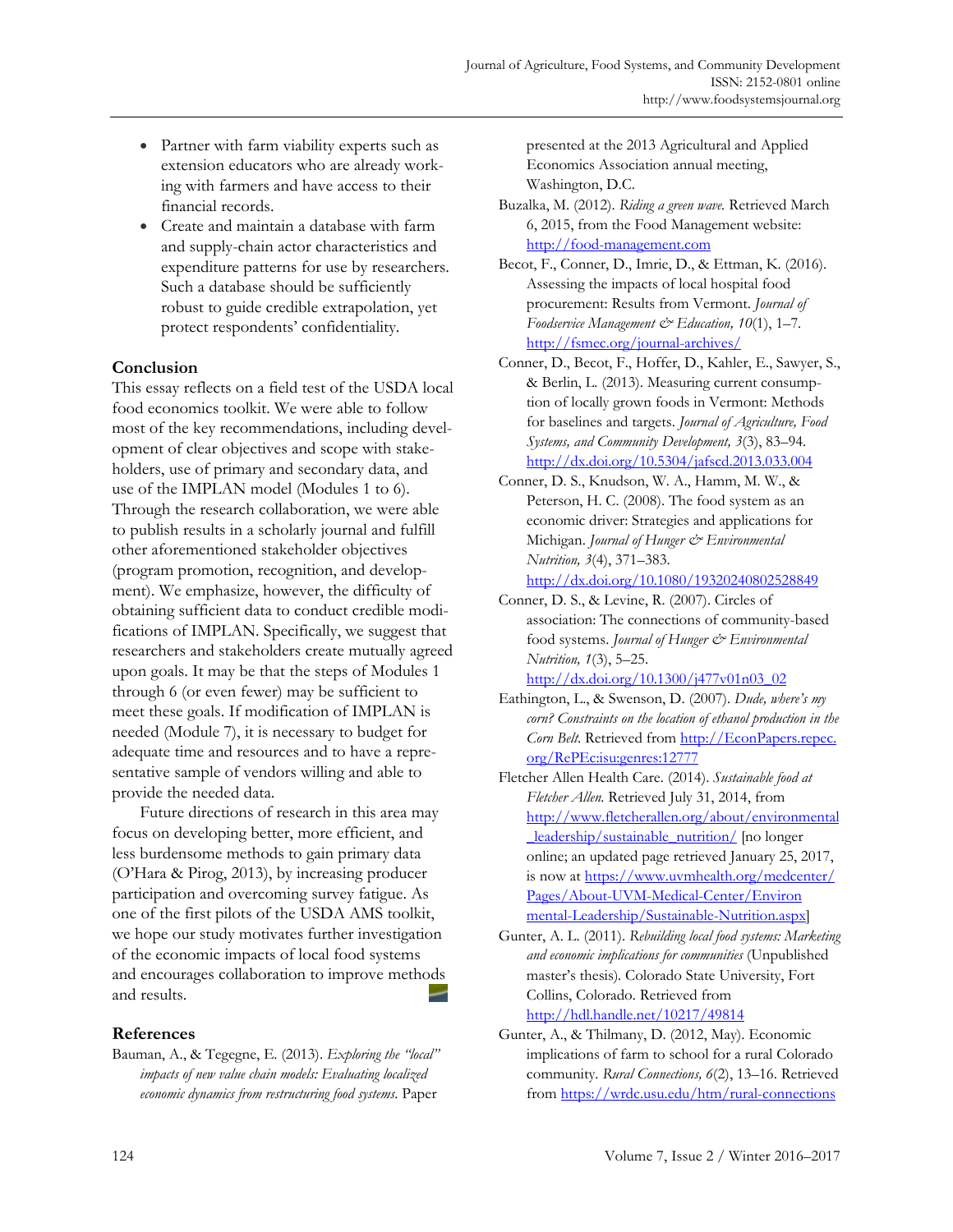- Partner with farm viability experts such as extension educators who are already working with farmers and have access to their financial records.
- Create and maintain a database with farm and supply-chain actor characteristics and expenditure patterns for use by researchers. Such a database should be sufficiently robust to guide credible extrapolation, yet protect respondents' confidentiality.

## Conclusion

This essay reflects on a field test of the USDA local food economics toolkit. We were able to follow most of the key recommendations, including development of clear objectives and scope with stakeholders, use of primary and secondary data, and use of the IMPLAN model (Modules 1 to 6). Through the research collaboration, we were able to publish results in a scholarly journal and fulfill other aforementioned stakeholder objectives (program promotion, recognition, and development). We emphasize, however, the difficulty of obtaining sufficient data to conduct credible modifications of IMPLAN. Specifically, we suggest that researchers and stakeholders create mutually agreed upon goals. It may be that the steps of Modules 1 through 6 (or even fewer) may be sufficient to meet these goals. If modification of IMPLAN is needed (Module 7), it is necessary to budget for adequate time and resources and to have a representative sample of vendors willing and able to provide the needed data.

Future directions of research in this area may focus on developing better, more efficient, and less burdensome methods to gain primary data (O'Hara & Pirog, 2013), by increasing producer participation and overcoming survey fatigue. As one of the first pilots of the USDA AMS toolkit, we hope our study motivates further investigation of the economic impacts of local food systems and encourages collaboration to improve methods and results.

## References

Bauman, A., & Tegegne, E. (2013). *Exploring the "local" impacts of new value chain models: Evaluating localized economic dynamics from restructuring food systems.* Paper presented at the 2013 Agricultural and Applied Economics Association annual meeting, Washington, D.C.

Buzalka, M. (2012). *Riding a green wave.* Retrieved March 6, 2015, from the Food Management website: http://food-management.com

Becot, F., Conner, D., Imrie, D., & Ettman, K. (2016). Assessing the impacts of local hospital food procurement: Results from Vermont. *Journal of Foodservice Management & Education, 10*(1), 1–7. http://fsmec.org/journal-archives/

Conner, D., Becot, F., Hoffer, D., Kahler, E., Sawyer, S., & Berlin, L. (2013). Measuring current consumption of locally grown foods in Vermont: Methods for baselines and targets. *Journal of Agriculture, Food Systems, and Community Development, 3*(3), 83–94. http://dx.doi.org/10.5304/jafscd.2013.033.004

Conner, D. S., Knudson, W. A., Hamm, M. W., & Peterson, H. C. (2008). The food system as an economic driver: Strategies and applications for Michigan. *Journal of Hunger & Environmental Nutrition, 3*(4), 371–383. http://dx.doi.org/10.1080/19320240802528849

Conner, D. S., & Levine, R. (2007). Circles of association: The connections of community-based food systems. *Journal of Hunger & Environmental Nutrition, 1*(3), 5–25. http://dx.doi.org/10.1300/j477v01n03_02

Eathington, L., & Swenson, D. (2007). *Dude, where's my corn? Constraints on the location of ethanol production in the Corn Belt.* Retrieved from http://EconPapers.repec.org/RePEc:isu:genres:12777

Fletcher Allen Health Care. (2014). *Sustainable food at Fletcher Allen.* Retrieved July 31, 2014, from http://www.fletcherallen.org/about/environmental_leadership/sustainable_nutrition/ [no longer online; an updated page retrieved January 25, 2017, is now at https://www.uvmhealth.org/medcenter/Pages/About-UVM-Medical-Center/Environmental-Leadership/Sustainable-Nutrition.aspx]

Gunter, A. L. (2011). *Rebuilding local food systems: Marketing and economic implications for communities* (Unpublished master's thesis). Colorado State University, Fort Collins, Colorado. Retrieved from http://hdl.handle.net/10217/49814

Gunter, A., & Thilmany, D. (2012, May). Economic implications of farm to school for a rural Colorado community. *Rural Connections, 6*(2), 13–16. Retrieved from https://wrdc.usu.edu/htm/rural-connections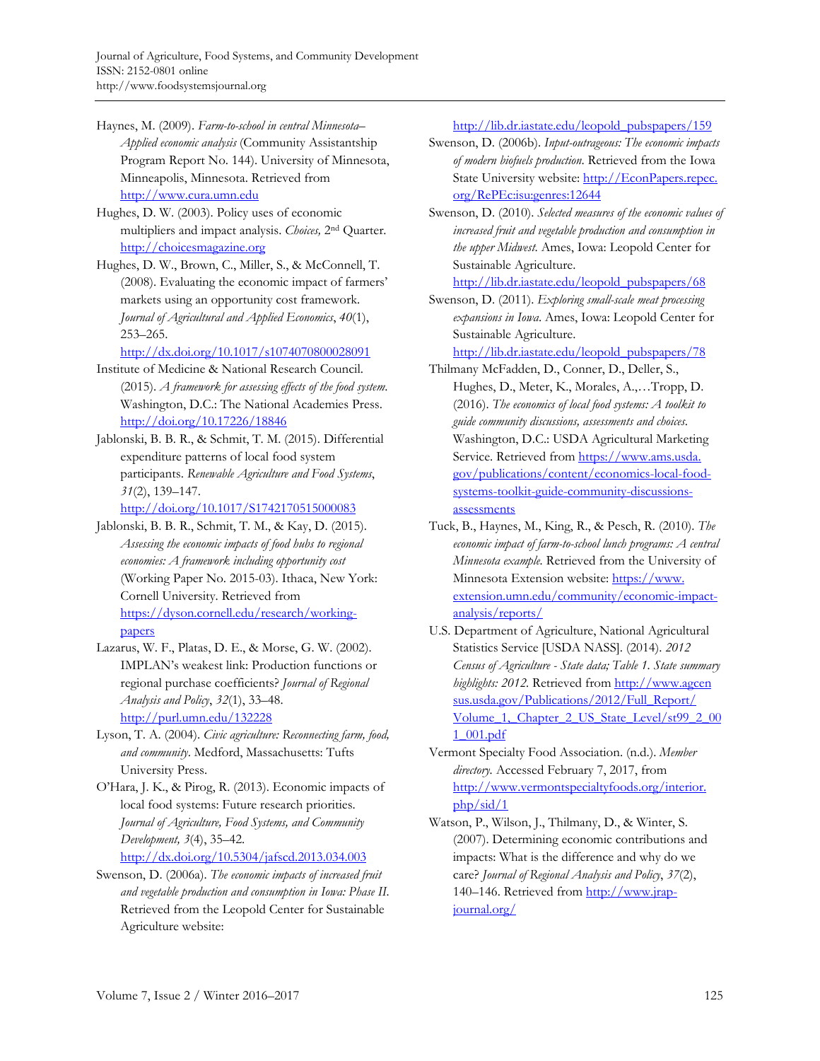Haynes, M. (2009). *Farm-to-school in central Minnesota–Applied economic analysis* (Community Assistantship Program Report No. 144). University of Minnesota, Minneapolis, Minnesota. Retrieved from http://www.cura.umn.edu

Hughes, D. W. (2003). Policy uses of economic multipliers and impact analysis. *Choices,* 2nd Quarter. http://choicesmagazine.org

Hughes, D. W., Brown, C., Miller, S., & McConnell, T. (2008). Evaluating the economic impact of farmers' markets using an opportunity cost framework. *Journal of Agricultural and Applied Economics*, *40*(1), 253–265. http://dx.doi.org/10.1017/s1074070800028091

Institute of Medicine & National Research Council. (2015). *A framework for assessing effects of the food system.* Washington, D.C.: The National Academies Press. http://doi.org/10.17226/18846

Jablonski, B. B. R., & Schmit, T. M. (2015). Differential expenditure patterns of local food system participants. *Renewable Agriculture and Food Systems*, *31*(2), 139–147. http://doi.org/10.1017/S1742170515000083

Jablonski, B. B. R., Schmit, T. M., & Kay, D. (2015). *Assessing the economic impacts of food hubs to regional economies: A framework including opportunity cost* (Working Paper No. 2015-03). Ithaca, New York: Cornell University. Retrieved from https://dyson.cornell.edu/research/working-papers

Lazarus, W. F., Platas, D. E., & Morse, G. W. (2002). IMPLAN's weakest link: Production functions or regional purchase coefficients? *Journal of Regional Analysis and Policy*, *32*(1), 33–48. http://purl.umn.edu/132228

Lyson, T. A. (2004). *Civic agriculture: Reconnecting farm, food, and community*. Medford, Massachusetts: Tufts University Press.

O'Hara, J. K., & Pirog, R. (2013). Economic impacts of local food systems: Future research priorities. *Journal of Agriculture, Food Systems, and Community Development, 3*(4), 35–42. http://dx.doi.org/10.5304/jafscd.2013.034.003

Swenson, D. (2006a). *The economic impacts of increased fruit and vegetable production and consumption in Iowa: Phase II.* Retrieved from the Leopold Center for Sustainable Agriculture website: http://lib.dr.iastate.edu/leopold_pubspapers/159

Swenson, D. (2006b). *Input-outrageous: The economic impacts of modern biofuels production*. Retrieved from the Iowa State University website: http://EconPapers.repec.org/RePEc:isu:genres:12644

Swenson, D. (2010). *Selected measures of the economic values of increased fruit and vegetable production and consumption in the upper Midwest*. Ames, Iowa: Leopold Center for Sustainable Agriculture. http://lib.dr.iastate.edu/leopold_pubspapers/68

Swenson, D. (2011). *Exploring small-scale meat processing expansions in Iowa*. Ames, Iowa: Leopold Center for Sustainable Agriculture. http://lib.dr.iastate.edu/leopold_pubspapers/78

Thilmany McFadden, D., Conner, D., Deller, S., Hughes, D., Meter, K., Morales, A.,…Tropp, D. (2016). *The economics of local food systems: A toolkit to guide community discussions, assessments and choices*. Washington, D.C.: USDA Agricultural Marketing Service. Retrieved from https://www.ams.usda.gov/publications/content/economics-local-food-systems-toolkit-guide-community-discussions-assessments

Tuck, B., Haynes, M., King, R., & Pesch, R. (2010). *The economic impact of farm-to-school lunch programs: A central Minnesota example*. Retrieved from the University of Minnesota Extension website: https://www.extension.umn.edu/community/economic-impact-analysis/reports/

U.S. Department of Agriculture, National Agricultural Statistics Service [USDA NASS]. (2014). *2012 Census of Agriculture - State data; Table 1. State summary highlights: 2012*. Retrieved from http://www.agcensus.usda.gov/Publications/2012/Full_Report/Volume_1,_Chapter_2_US_State_Level/st99_2_001_001.pdf

Vermont Specialty Food Association. (n.d.). *Member directory*. Accessed February 7, 2017, from http://www.vermontspecialtyfoods.org/interior.php/sid/1

Watson, P., Wilson, J., Thilmany, D., & Winter, S. (2007). Determining economic contributions and impacts: What is the difference and why do we care? *Journal of Regional Analysis and Policy*, *37*(2), 140–146. Retrieved from http://www.jrap-journal.org/